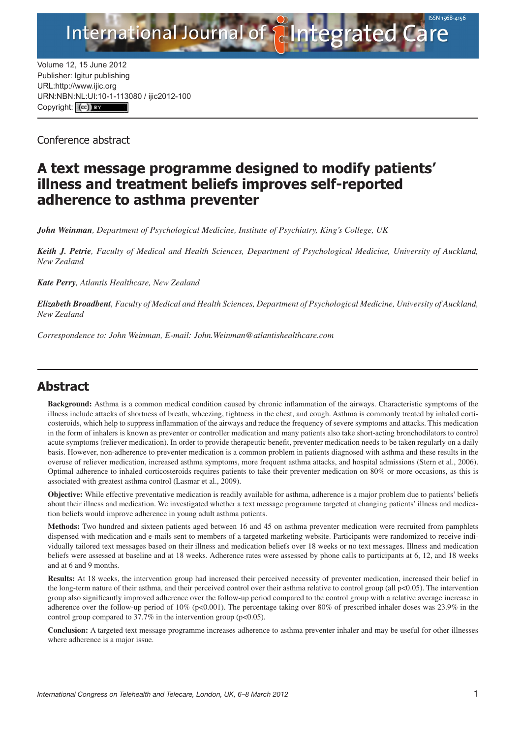Volume 12, 15 June 2012
Publisher: Igitur publishing
URL:http://www.ijic.org
URN:NBN:NL:UI:10-1-113080 / ijic2012-100
Copyright: (cc) BY

Conference abstract

# A text message programme designed to modify patients' illness and treatment beliefs improves self-reported adherence to asthma preventer

***John Weinman**, Department of Psychological Medicine, Institute of Psychiatry, King's College, UK*

***Keith J. Petrie**, Faculty of Medical and Health Sciences, Department of Psychological Medicine, University of Auckland, New Zealand*

***Kate Perry**, Atlantis Healthcare, New Zealand*

***Elizabeth Broadbent**, Faculty of Medical and Health Sciences, Department of Psychological Medicine, University of Auckland, New Zealand*

*Correspondence to: John Weinman, E-mail: John.Weinman@atlantishealthcare.com*

## Abstract

**Background:** Asthma is a common medical condition caused by chronic inflammation of the airways. Characteristic symptoms of the illness include attacks of shortness of breath, wheezing, tightness in the chest, and cough. Asthma is commonly treated by inhaled corticosteroids, which help to suppress inflammation of the airways and reduce the frequency of severe symptoms and attacks. This medication in the form of inhalers is known as preventer or controller medication and many patients also take short-acting bronchodilators to control acute symptoms (reliever medication). In order to provide therapeutic benefit, preventer medication needs to be taken regularly on a daily basis. However, non-adherence to preventer medication is a common problem in patients diagnosed with asthma and these results in the overuse of reliever medication, increased asthma symptoms, more frequent asthma attacks, and hospital admissions (Stern et al., 2006). Optimal adherence to inhaled corticosteroids requires patients to take their preventer medication on 80% or more occasions, as this is associated with greatest asthma control (Lasmar et al., 2009).

**Objective:** While effective preventative medication is readily available for asthma, adherence is a major problem due to patients' beliefs about their illness and medication. We investigated whether a text message programme targeted at changing patients' illness and medication beliefs would improve adherence in young adult asthma patients.

**Methods:** Two hundred and sixteen patients aged between 16 and 45 on asthma preventer medication were recruited from pamphlets dispensed with medication and e-mails sent to members of a targeted marketing website. Participants were randomized to receive individually tailored text messages based on their illness and medication beliefs over 18 weeks or no text messages. Illness and medication beliefs were assessed at baseline and at 18 weeks. Adherence rates were assessed by phone calls to participants at 6, 12, and 18 weeks and at 6 and 9 months.

**Results:** At 18 weeks, the intervention group had increased their perceived necessity of preventer medication, increased their belief in the long-term nature of their asthma, and their perceived control over their asthma relative to control group (all $p<0.05$). The intervention group also significantly improved adherence over the follow-up period compared to the control group with a relative average increase in adherence over the follow-up period of 10% ($p<0.001$). The percentage taking over 80% of prescribed inhaler doses was 23.9% in the control group compared to 37.7% in the intervention group ($p<0.05$).

**Conclusion:** A targeted text message programme increases adherence to asthma preventer inhaler and may be useful for other illnesses where adherence is a major issue.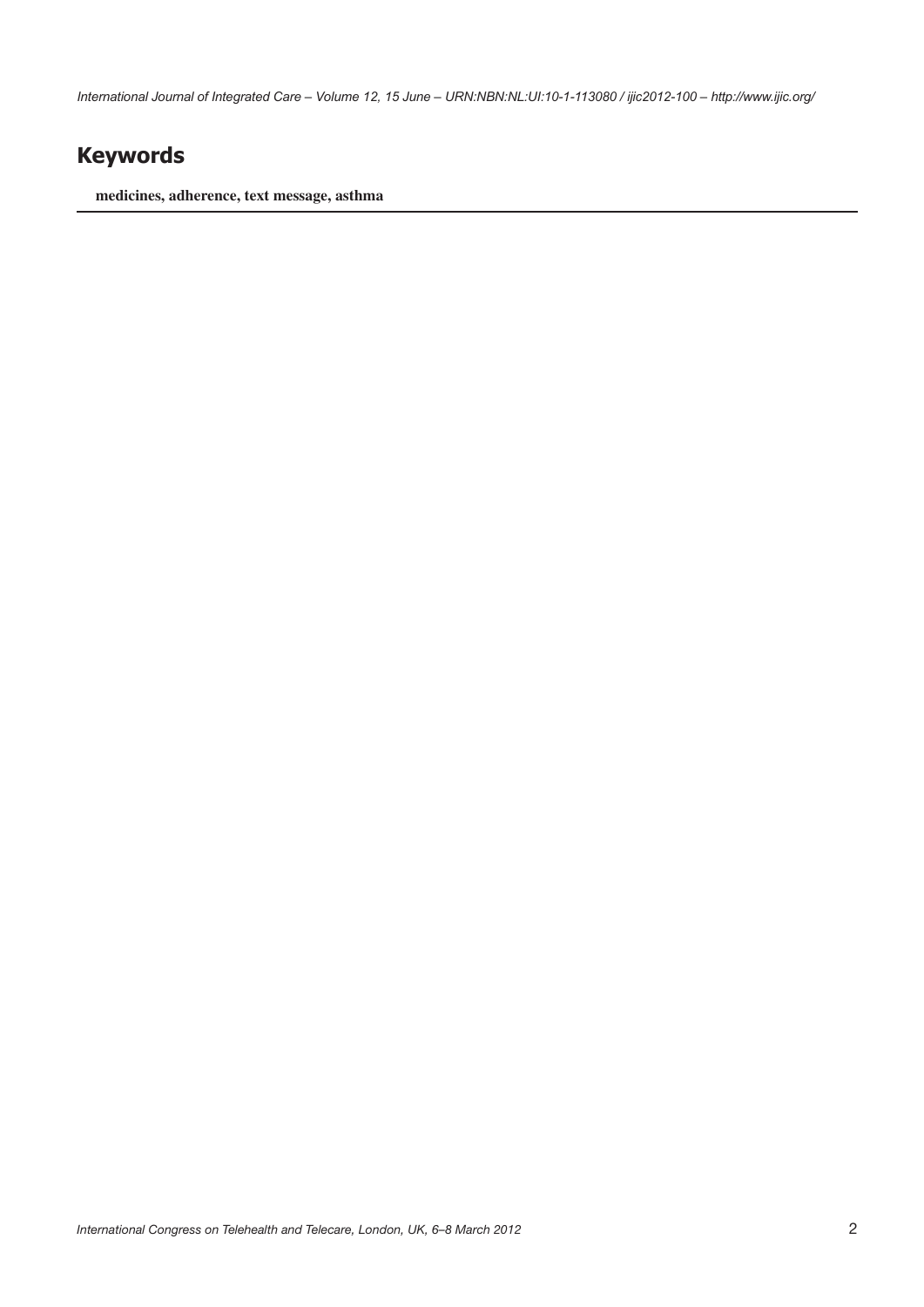## Keywords

**medicines, adherence, text message, asthma**